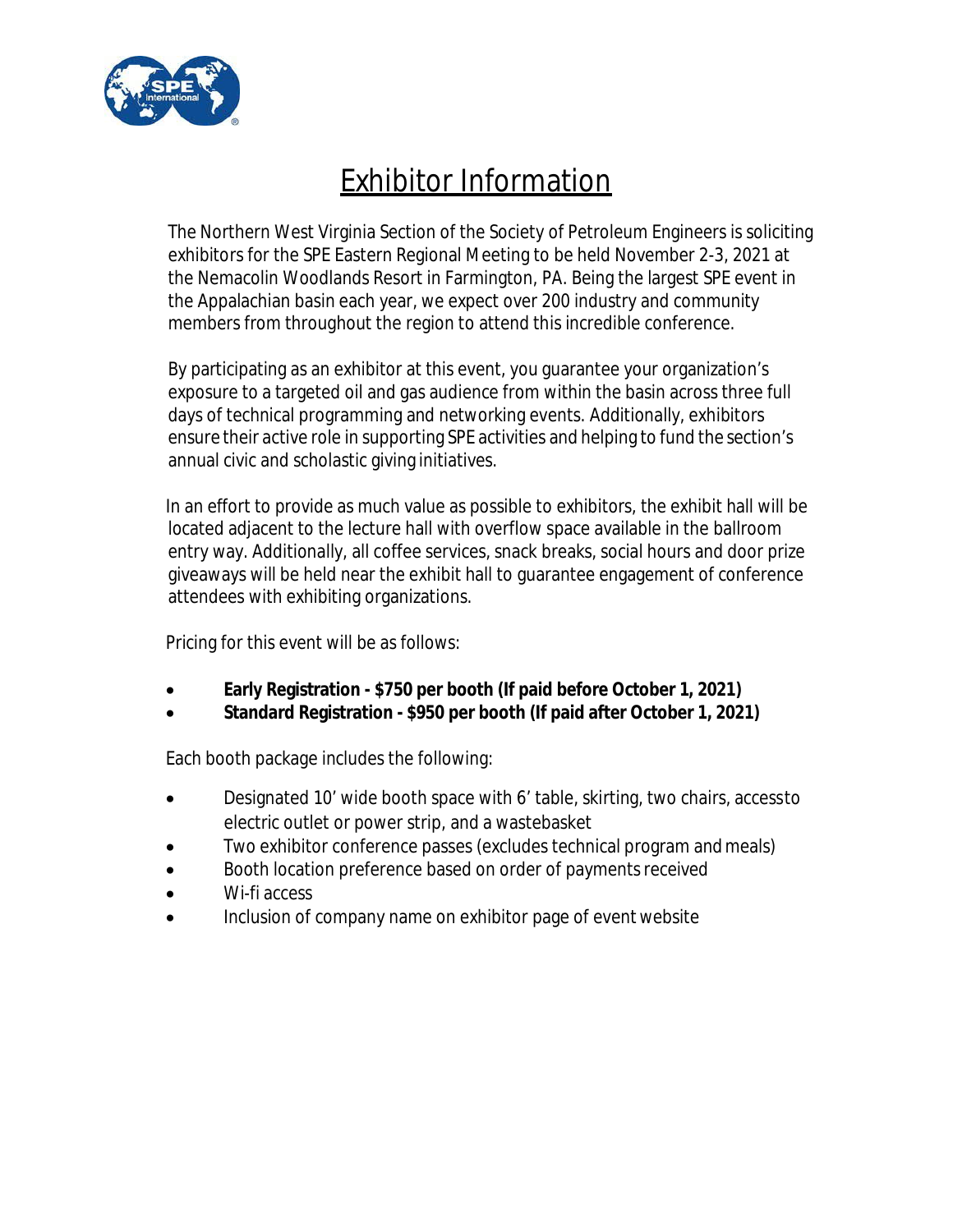# Exhibitor Information

The Northern West Virginia Section of the Society of Petroleum Engineers is soliciting exhibitors for the SPE Eastern Regional Meeting to be held November 2-3, 2021 at the Nemacolin Woodlands Resort in Farmington, PA. Being the largest SPE event in the Appalachian basin each year, we expect over 200 industry and community members from throughout the region to attend this incredible conference.

By participating as an exhibitor at this event, you guarantee your organization's exposure to a targeted oil and gas audience from within the basin across three full days of technical programming and networking events. Additionally, exhibitors ensure their active role in supporting SPE activities and helping to fund the section's annual civic and scholastic giving initiatives.

In an effort to provide as much value as possible to exhibitors, the exhibit hall will be located adjacent to the lecture hall with overflow space available in the ballroom entry way. Additionally, all coffee services, snack breaks, social hours and door prize giveaways will be held near the exhibit hall to guarantee engagement of conference attendees with exhibiting organizations.

Pricing for this event will be as follows:

- **Early Registration - $750 per booth (If paid before October 1, 2021)**
- **Standard Registration - $950 per booth (If paid after October 1, 2021)**

Each booth package includes the following:

- Designated 10' wide booth space with 6' table, skirting, two chairs, accessto electric outlet or power strip, and a wastebasket
- Two exhibitor conference passes (excludes technical program and meals)
- Booth location preference based on order of payments received
- Wi-fi access
- Inclusion of company name on exhibitor page of event website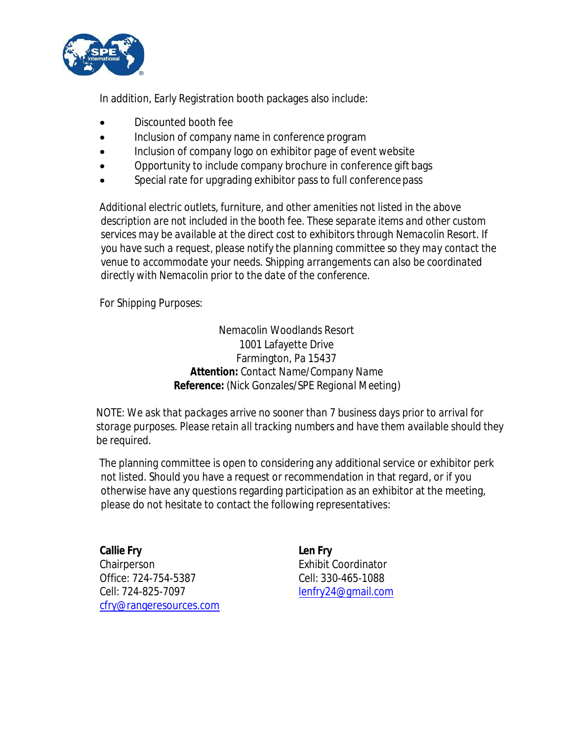In addition, Early Registration booth packages also include:

- Discounted booth fee
- Inclusion of company name in conference program
- Inclusion of company logo on exhibitor page of event website
- Opportunity to include company brochure in conference gift bags
- Special rate for upgrading exhibitor pass to full conference pass

*Additional electric outlets, furniture, and other amenities not listed in the above description are not included in the booth fee. These separate items and other custom services may be available at the direct cost to exhibitors through Nemacolin Resort. If you have such a request, please notify the planning committee so they may contact the venue to accommodate your needs. Shipping arrangements can also be coordinated directly with Nemacolin prior to the date of the conference.*

For Shipping Purposes:

Nemacolin Woodlands Resort
1001 Lafayette Drive
Farmington, Pa 15437
**Attention:** *Contact Name/Company Name*
**Reference:** (Nick Gonzales/SPE Regional Meeting)

*NOTE: We ask that packages arrive no sooner than 7 business days prior to arrival for storage purposes. Please retain all tracking numbers and have them available should they be required.*

The planning committee is open to considering any additional service or exhibitor perk not listed. Should you have a request or recommendation in that regard, or if you otherwise have any questions regarding participation as an exhibitor at the meeting, please do not hesitate to contact the following representatives:

**Callie Fry**
Chairperson
Office: 724-754-5387
Cell: 724-825-7097
cfry@rangeresources.com

**Len Fry**
Exhibit Coordinator
Cell: 330-465-1088
lenfry24@gmail.com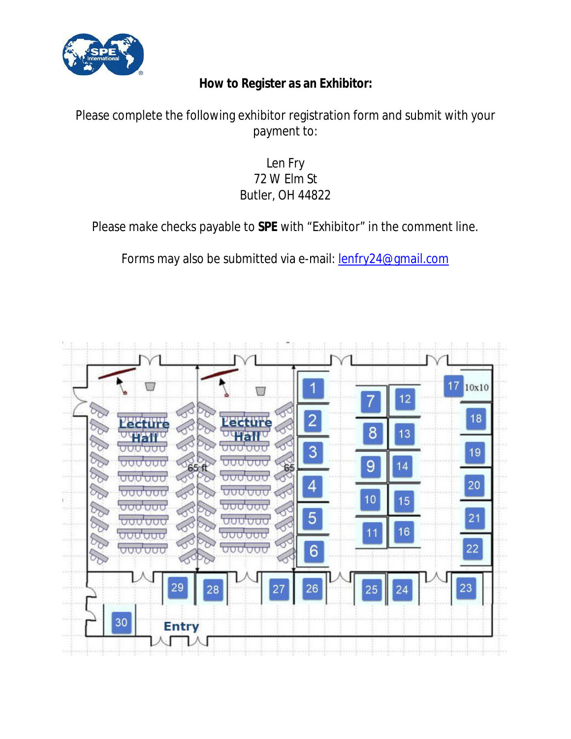## How to Register as an Exhibitor:

Please complete the following exhibitor registration form and submit with your payment to:

Len Fry
72 W Elm St
Butler, OH 44822

Please make checks payable to **SPE** with "Exhibitor" in the comment line.

Forms may also be submitted via e-mail: lenfry24@gmail.com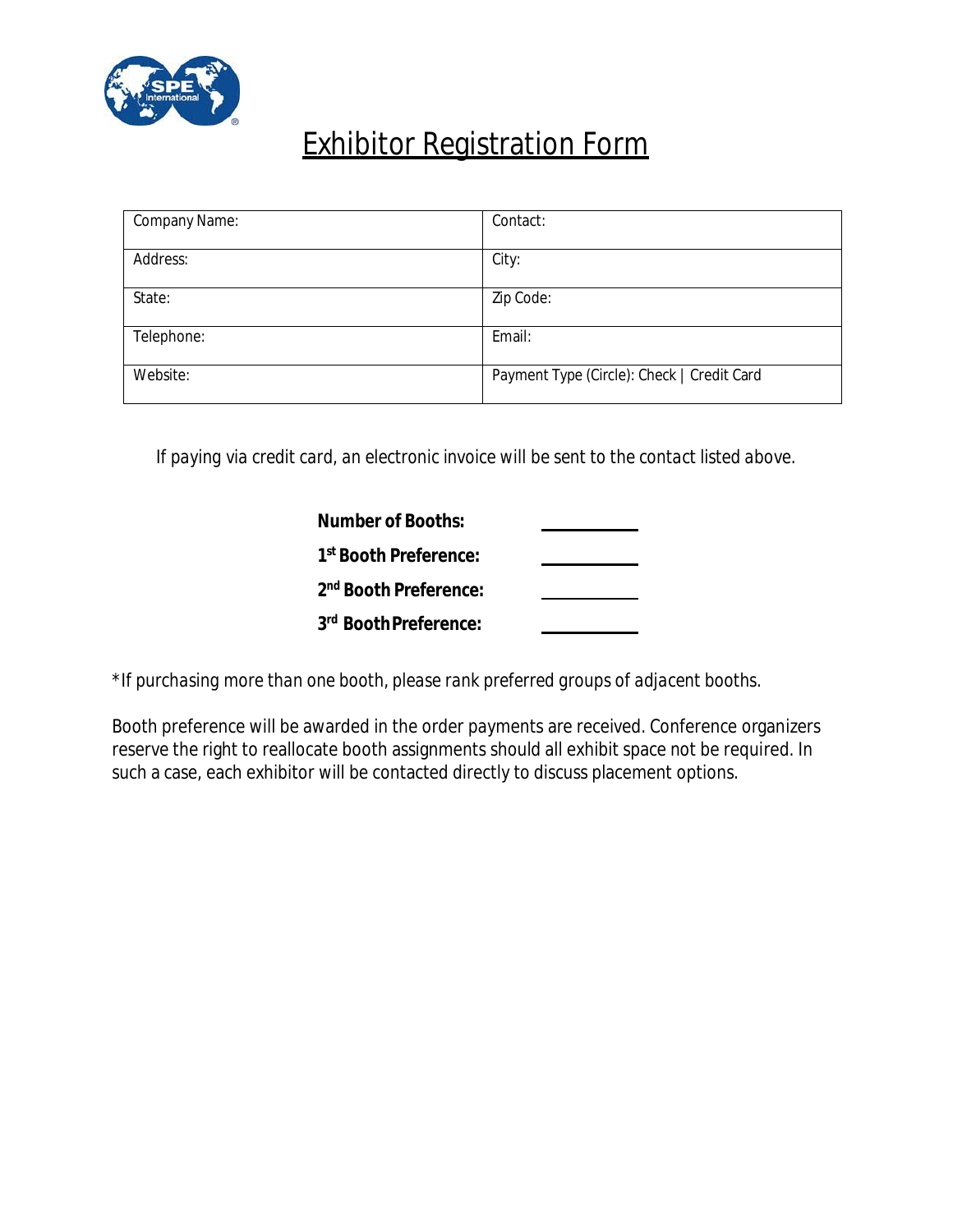# Exhibitor Registration Form

| | |
|---|---|
| Company Name: | Contact: |
| Address: | City: |
| State: | Zip Code: |
| Telephone: | Email: |
| Website: | Payment Type (Circle): Check \| Credit Card |

*If paying via credit card, an electronic invoice will be sent to the contact listed above.*

**Number of Booths:** ____________

**1st Booth Preference:** ____________

**2nd Booth Preference:** ____________

**3rd Booth Preference:** ____________

*\*If purchasing more than one booth, please rank preferred groups of adjacent booths.*

Booth preference will be awarded in the order payments are received. Conference organizers reserve the right to reallocate booth assignments should all exhibit space not be required. In such a case, each exhibitor will be contacted directly to discuss placement options.